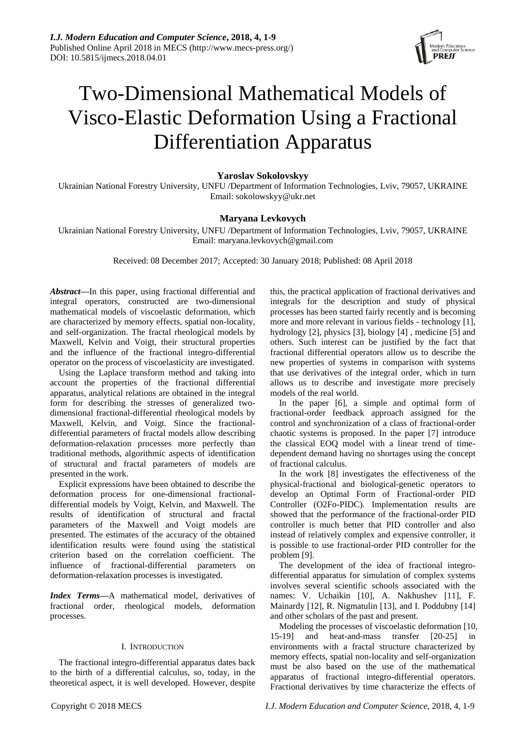# Two-Dimensional Mathematical Models of Visco-Elastic Deformation Using a Fractional Differentiation Apparatus

**Yaroslav Sokolovskyy**

Ukrainian National Forestry University, UNFU /Department of Information Technologies, Lviv, 79057, UKRAINE
Email: sokolowskyy@ukr.net

**Maryana Levkovych**

Ukrainian National Forestry University, UNFU /Department of Information Technologies, Lviv, 79057, UKRAINE
Email: maryana.levkovych@gmail.com

Received: 08 December 2017; Accepted: 30 January 2018; Published: 08 April 2018

***Abstract*****—**In this paper, using fractional differential and integral operators, constructed are two-dimensional mathematical models of viscoelastic deformation, which are characterized by memory effects, spatial non-locality, and self-organization. The fractal rheological models by Maxwell, Kelvin and Voigt, their structural properties and the influence of the fractional integro-differential operator on the process of viscoelasticity are investigated.

Using the Laplace transform method and taking into account the properties of the fractional differential apparatus, analytical relations are obtained in the integral form for describing the stresses of generalized two-dimensional fractional-differential rheological models by Maxwell, Kelvin, and Voigt. Since the fractional-differential parameters of fractal models allow describing deformation-relaxation processes more perfectly than traditional methods, algorithmic aspects of identification of structural and fractal parameters of models are presented in the work.

Explicit expressions have been obtained to describe the deformation process for one-dimensional fractional-differential models by Voigt, Kelvin, and Maxwell. The results of identification of structural and fractal parameters of the Maxwell and Voigt models are presented. The estimates of the accuracy of the obtained identification results were found using the statistical criterion based on the correlation coefficient. The influence of fractional-differential parameters on deformation-relaxation processes is investigated.

***Index Terms*****—**A mathematical model, derivatives of fractional order, rheological models, deformation processes.

## I. Introduction

The fractional integro-differential apparatus dates back to the birth of a differential calculus, so, today, in the theoretical aspect, it is well developed. However, despite this, the practical application of fractional derivatives and integrals for the description and study of physical processes has been started fairly recently and is becoming more and more relevant in various fields - technology [1], hydrology [2], physics [3], biology [4] , medicine [5] and others. Such interest can be justified by the fact that fractional differential operators allow us to describe the new properties of systems in comparison with systems that use derivatives of the integral order, which in turn allows us to describe and investigate more precisely models of the real world.

In the paper [6], a simple and optimal form of fractional-order feedback approach assigned for the control and synchronization of a class of fractional-order chaotic systems is proposed. In the paper [7] introduce the classical EOQ model with a linear trend of time-dependent demand having no shortages using the concept of fractional calculus.

In the work [8] investigates the effectiveness of the physical-fractional and biological-genetic operators to develop an Optimal Form of Fractional-order PID Controller (O2Fo-PIDC). Implementation results are showed that the performance of the fractional-order PID controller is much better that PID controller and also instead of relatively complex and expensive controller, it is possible to use fractional-order PID controller for the problem [9].

The development of the idea of fractional integro-differential apparatus for simulation of complex systems involves several scientific schools associated with the names: V. Uchaikin [10], A. Nakhushev [11], F. Mainardy [12], R. Nigmatulin [13], and I. Poddubny [14] and other scholars of the past and present.

Modeling the processes of viscoelastic deformation [10, 15-19] and heat-and-mass transfer [20-25] in environments with a fractal structure characterized by memory effects, spatial non-locality and self-organization must be also based on the use of the mathematical apparatus of fractional integro-differential operators. Fractional derivatives by time characterize the effects of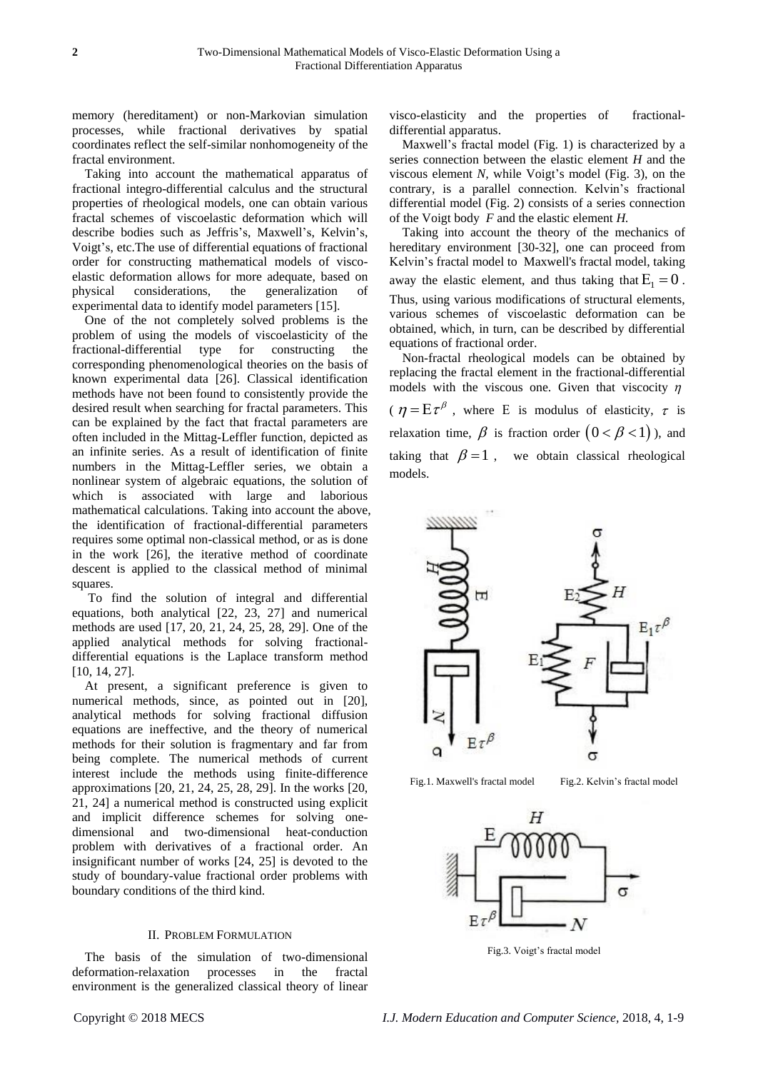memory (hereditament) or non-Markovian simulation processes, while fractional derivatives by spatial coordinates reflect the self-similar nonhomogeneity of the fractal environment.

Taking into account the mathematical apparatus of fractional integro-differential calculus and the structural properties of rheological models, one can obtain various fractal schemes of viscoelastic deformation which will describe bodies such as Jeffris's, Maxwell's, Kelvin's, Voigt's, etc.The use of differential equations of fractional order for constructing mathematical models of visco-elastic deformation allows for more adequate, based on physical considerations, the generalization of experimental data to identify model parameters [15].

One of the not completely solved problems is the problem of using the models of viscoelasticity of the fractional-differential type for constructing the corresponding phenomenological theories on the basis of known experimental data [26]. Classical identification methods have not been found to consistently provide the desired result when searching for fractal parameters. This can be explained by the fact that fractal parameters are often included in the Mittag-Leffler function, depicted as an infinite series. As a result of identification of finite numbers in the Mittag-Leffler series, we obtain a nonlinear system of algebraic equations, the solution of which is associated with large and laborious mathematical calculations. Taking into account the above, the identification of fractional-differential parameters requires some optimal non-classical method, or as is done in the work [26], the iterative method of coordinate descent is applied to the classical method of minimal squares.

To find the solution of integral and differential equations, both analytical [22, 23, 27] and numerical methods are used [17, 20, 21, 24, 25, 28, 29]. One of the applied analytical methods for solving fractional-differential equations is the Laplace transform method [10, 14, 27].

At present, a significant preference is given to numerical methods, since, as pointed out in [20], analytical methods for solving fractional diffusion equations are ineffective, and the theory of numerical methods for their solution is fragmentary and far from being complete. The numerical methods of current interest include the methods using finite-difference approximations [20, 21, 24, 25, 28, 29]. In the works [20, 21, 24] a numerical method is constructed using explicit and implicit difference schemes for solving one-dimensional and two-dimensional heat-conduction problem with derivatives of a fractional order. An insignificant number of works [24, 25] is devoted to the study of boundary-value fractional order problems with boundary conditions of the third kind.

## II. Problem Formulation

The basis of the simulation of two-dimensional deformation-relaxation processes in the fractal environment is the generalized classical theory of linear visco-elasticity and the properties of fractional-differential apparatus.

Maxwell's fractal model (Fig. 1) is characterized by a series connection between the elastic element *H* and the viscous element *N*, while Voigt's model (Fig. 3), on the contrary, is a parallel connection. Kelvin's fractional differential model (Fig. 2) consists of a series connection of the Voigt body *F* and the elastic element *H*.

Taking into account the theory of the mechanics of hereditary environment [30-32], one can proceed from Kelvin's fractal model to Maxwell's fractal model, taking away the elastic element, and thus taking that $E_1 = 0$. Thus, using various modifications of structural elements, various schemes of viscoelastic deformation can be obtained, which, in turn, can be described by differential equations of fractional order.

Non-fractal rheological models can be obtained by replacing the fractal element in the fractional-differential models with the viscous one. Given that viscocity $\eta$ ($\eta = E\tau^{\beta}$, where E is modulus of elasticity, $\tau$ is relaxation time, $\beta$ is fraction order $(0 < \beta < 1)$), and taking that $\beta = 1$, we obtain classical rheological models.

Fig.1. Maxwell's fractal model

Fig.2. Kelvin's fractal model

Fig.3. Voigt's fractal model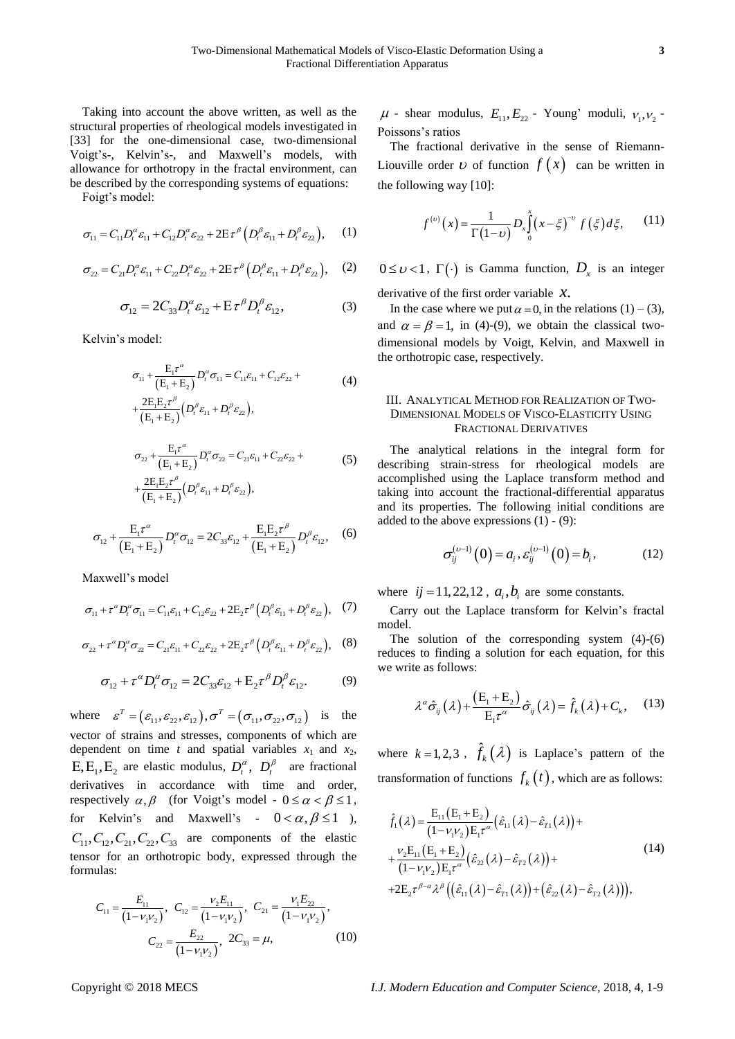Taking into account the above written, as well as the structural properties of rheological models investigated in [33] for the one-dimensional case, two-dimensional Voigt's-, Kelvin's-, and Maxwell's models, with allowance for orthotropy in the fractal environment, can be described by the corresponding systems of equations:

Foigt's model:

$$\sigma_{11} = C_{11} D_t^{\alpha} \varepsilon_{11} + C_{12} D_t^{\alpha} \varepsilon_{22} + 2\mathrm{E}\tau^{\beta}\left(D_t^{\beta}\varepsilon_{11} + D_t^{\beta}\varepsilon_{22}\right), \quad (1)$$

$$\sigma_{22} = C_{21} D_t^{\alpha} \varepsilon_{11} + C_{22} D_t^{\alpha} \varepsilon_{22} + 2\mathrm{E}\tau^{\beta}\left(D_t^{\beta}\varepsilon_{11} + D_t^{\beta}\varepsilon_{22}\right), \quad (2)$$

$$\sigma_{12} = 2C_{33} D_t^{\alpha} \varepsilon_{12} + \mathrm{E}\tau^{\beta} D_t^{\beta} \varepsilon_{12}, \quad (3)$$

Kelvin's model:

$$\sigma_{11} + \frac{\mathrm{E}_1\tau^{\alpha}}{\left(\mathrm{E}_1 + \mathrm{E}_2\right)} D_t^{\alpha}\sigma_{11} = C_{11}\varepsilon_{11} + C_{12}\varepsilon_{22} + \frac{2\mathrm{E}_1\mathrm{E}_2\tau^{\beta}}{\left(\mathrm{E}_1 + \mathrm{E}_2\right)}\left(D_t^{\beta}\varepsilon_{11} + D_t^{\beta}\varepsilon_{22}\right), \quad (4)$$

$$\sigma_{22} + \frac{\mathrm{E}_1\tau^{\alpha}}{\left(\mathrm{E}_1 + \mathrm{E}_2\right)} D_t^{\alpha}\sigma_{22} = C_{21}\varepsilon_{11} + C_{22}\varepsilon_{22} + \frac{2\mathrm{E}_1\mathrm{E}_2\tau^{\beta}}{\left(\mathrm{E}_1 + \mathrm{E}_2\right)}\left(D_t^{\beta}\varepsilon_{11} + D_t^{\beta}\varepsilon_{22}\right), \quad (5)$$

$$\sigma_{12} + \frac{\mathrm{E}_1\tau^{\alpha}}{\left(\mathrm{E}_1 + \mathrm{E}_2\right)} D_t^{\alpha}\sigma_{12} = 2C_{33}\varepsilon_{12} + \frac{\mathrm{E}_1\mathrm{E}_2\tau^{\beta}}{\left(\mathrm{E}_1 + \mathrm{E}_2\right)} D_t^{\beta}\varepsilon_{12}, \quad (6)$$

Maxwell's model

$$\sigma_{11} + \tau^{\alpha} D_t^{\alpha}\sigma_{11} = C_{11}\varepsilon_{11} + C_{12}\varepsilon_{22} + 2\mathrm{E}_2\tau^{\beta}\left(D_t^{\beta}\varepsilon_{11} + D_t^{\beta}\varepsilon_{22}\right), \quad (7)$$

$$\sigma_{22} + \tau^{\alpha} D_t^{\alpha}\sigma_{22} = C_{21}\varepsilon_{11} + C_{22}\varepsilon_{22} + 2\mathrm{E}_2\tau^{\beta}\left(D_t^{\beta}\varepsilon_{11} + D_t^{\beta}\varepsilon_{22}\right), \quad (8)$$

$$\sigma_{12} + \tau^{\alpha} D_t^{\alpha}\sigma_{12} = 2C_{33}\varepsilon_{12} + \mathrm{E}_2\tau^{\beta} D_t^{\beta}\varepsilon_{12}. \quad (9)$$

where $\varepsilon^T = \left(\varepsilon_{11}, \varepsilon_{22}, \varepsilon_{12}\right), \sigma^T = \left(\sigma_{11}, \sigma_{22}, \sigma_{12}\right)$ is the vector of strains and stresses, components of which are dependent on time $t$ and spatial variables $x_1$ and $x_2$, $\mathrm{E}, \mathrm{E}_1, \mathrm{E}_2$ are elastic modulus, $D_t^{\alpha}$, $D_t^{\beta}$ are fractional derivatives in accordance with time and order, respectively $\alpha, \beta$ (for Voigt's model - $0 \le \alpha < \beta \le 1$, for Kelvin's and Maxwell's - $0 < \alpha, \beta \le 1$ ), $C_{11}, C_{12}, C_{21}, C_{22}, C_{33}$ are components of the elastic tensor for an orthotropic body, expressed through the formulas:

$$C_{11} = \frac{E_{11}}{\left(1 - \nu_1\nu_2\right)},\ C_{12} = \frac{\nu_2 E_{11}}{\left(1 - \nu_1\nu_2\right)},\ C_{21} = \frac{\nu_1 E_{22}}{\left(1 - \nu_1\nu_2\right)},$$
$$C_{22} = \frac{E_{22}}{\left(1 - \nu_1\nu_2\right)},\ 2C_{33} = \mu, \quad (10)$$

$\mu$ - shear modulus, $E_{11}, E_{22}$ - Young' moduli, $\nu_1, \nu_2$ - Poissons's ratios

The fractional derivative in the sense of Riemann-Liouville order $\upsilon$ of function $f(x)$ can be written in the following way [10]:

$$f^{(\upsilon)}(x) = \frac{1}{\Gamma(1-\upsilon)} D_x \int_0^x (x-\xi)^{-\upsilon} f(\xi) d\xi, \quad (11)$$

$0 \le \upsilon < 1$, $\Gamma(\cdot)$ is Gamma function, $D_x$ is an integer derivative of the first order variable $x$.

In the case where we put $\alpha = 0$, in the relations (1) – (3), and $\alpha = \beta = 1$, in (4)-(9), we obtain the classical two-dimensional models by Voigt, Kelvin, and Maxwell in the orthotropic case, respectively.

## III. Analytical Method for Realization of Two-Dimensional Models of Visco-Elasticity Using Fractional Derivatives

The analytical relations in the integral form for describing strain-stress for rheological models are accomplished using the Laplace transform method and taking into account the fractional-differential apparatus and its properties. The following initial conditions are added to the above expressions (1) - (9):

$$\sigma_{ij}^{(\upsilon-1)}(0) = a_i, \varepsilon_{ij}^{(\upsilon-1)}(0) = b_i, \quad (12)$$

where $ij = 11, 22, 12$, $a_i, b_i$ are some constants.

Carry out the Laplace transform for Kelvin's fractal model.

The solution of the corresponding system (4)-(6) reduces to finding a solution for each equation, for this we write as follows:

$$\lambda^{\alpha}\hat{\sigma}_{ij}(\lambda) + \frac{\left(\mathrm{E}_1 + \mathrm{E}_2\right)}{\mathrm{E}_1\tau^{\alpha}}\hat{\sigma}_{ij}(\lambda) = \hat{f}_k(\lambda) + C_k, \quad (13)$$

where $k = 1, 2, 3$, $\hat{f}_k(\lambda)$ is Laplace's pattern of the transformation of functions $f_k(t)$, which are as follows:

$$\hat{f}_1(\lambda) = \frac{\mathrm{E}_{11}\left(\mathrm{E}_1 + \mathrm{E}_2\right)}{\left(1 - \nu_1\nu_2\right)\mathrm{E}_1\tau^{\alpha}}\left(\hat{\varepsilon}_{11}(\lambda) - \hat{\varepsilon}_{T1}(\lambda)\right) + \frac{\nu_2\mathrm{E}_{11}\left(\mathrm{E}_1 + \mathrm{E}_2\right)}{\left(1 - \nu_1\nu_2\right)\mathrm{E}_1\tau^{\alpha}}\left(\hat{\varepsilon}_{22}(\lambda) - \hat{\varepsilon}_{T2}(\lambda)\right) + 2\mathrm{E}_2\tau^{\beta-\alpha}\lambda^{\beta}\left(\left(\hat{\varepsilon}_{11}(\lambda) - \hat{\varepsilon}_{T1}(\lambda)\right) + \left(\hat{\varepsilon}_{22}(\lambda) - \hat{\varepsilon}_{T2}(\lambda)\right)\right), \quad (14)$$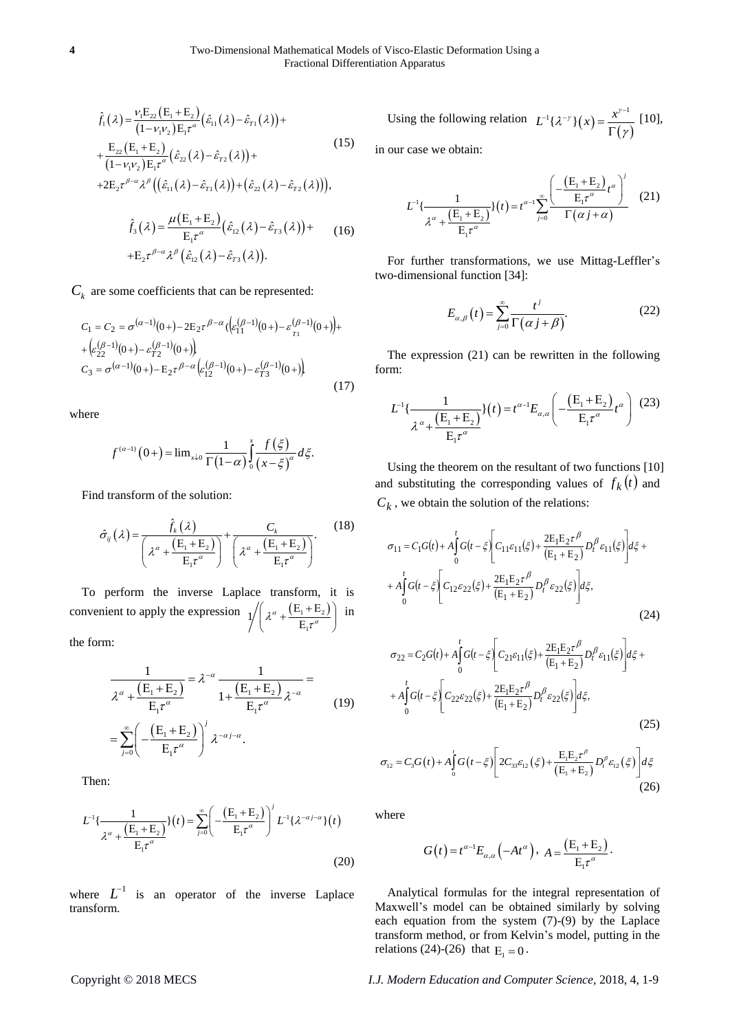$$\hat{f}_1(\lambda)=\frac{\nu_1 E_{22}(E_1+E_2)}{(1-\nu_1\nu_2)E_1\tau^{\alpha}}\left(\hat{\varepsilon}_{11}(\lambda)-\hat{\varepsilon}_{T1}(\lambda)\right)+$$
$$+\frac{E_{22}(E_1+E_2)}{(1-\nu_1\nu_2)E_1\tau^{\alpha}}\left(\hat{\varepsilon}_{22}(\lambda)-\hat{\varepsilon}_{T2}(\lambda)\right)+ \tag{15}$$
$$+2E_2\tau^{\beta-\alpha}\lambda^{\beta}\left(\left(\hat{\varepsilon}_{11}(\lambda)-\hat{\varepsilon}_{T1}(\lambda)\right)+\left(\hat{\varepsilon}_{22}(\lambda)-\hat{\varepsilon}_{T2}(\lambda)\right)\right),$$

$$\hat{f}_3(\lambda)=\frac{\mu(E_1+E_2)}{E_1\tau^{\alpha}}\left(\hat{\varepsilon}_{12}(\lambda)-\hat{\varepsilon}_{T3}(\lambda)\right)+ \tag{16}$$
$$+E_2\tau^{\beta-\alpha}\lambda^{\beta}\left(\hat{\varepsilon}_{12}(\lambda)-\hat{\varepsilon}_{T3}(\lambda)\right).$$

$C_k$ are some coefficients that can be represented:

$$C_1=C_2=\sigma^{(\alpha-1)}(0+)-2E_2\tau^{\beta-\alpha}\left(\left(\varepsilon_{11}^{(\beta-1)}(0+)-\varepsilon_{T1}^{(\beta-1)}(0+)\right)+\right.$$
$$\left.+\left(\varepsilon_{22}^{(\beta-1)}(0+)-\varepsilon_{T2}^{(\beta-1)}(0+)\right)\right),$$
$$C_3=\sigma^{(\alpha-1)}(0+)-E_2\tau^{\beta-\alpha}\left(\varepsilon_{12}^{(\beta-1)}(0+)-\varepsilon_{T3}^{(\beta-1)}(0+)\right), \tag{17}$$

where

$$f^{(\alpha-1)}(0+)=\lim_{x\downarrow 0}\frac{1}{\Gamma(1-\alpha)}\int_0^x\frac{f(\xi)}{(x-\xi)^{\alpha}}d\xi.$$

Find transform of the solution:

$$\hat{\sigma}_{ij}(\lambda)=\frac{\hat{f}_k(\lambda)}{\left(\lambda^{\alpha}+\frac{(E_1+E_2)}{E_1\tau^{\alpha}}\right)}+\frac{C_k}{\left(\lambda^{\alpha}+\frac{(E_1+E_2)}{E_1\tau^{\alpha}}\right)}. \tag{18}$$

To perform the inverse Laplace transform, it is convenient to apply the expression $1\Big/\left(\lambda^{\alpha}+\frac{(E_1+E_2)}{E_1\tau^{\alpha}}\right)$ in the form:

$$\frac{1}{\lambda^{\alpha}+\frac{(E_1+E_2)}{E_1\tau^{\alpha}}}=\lambda^{-\alpha}\frac{1}{1+\frac{(E_1+E_2)}{E_1\tau^{\alpha}}\lambda^{-\alpha}}= \tag{19}$$
$$=\sum_{j=0}^{\infty}\left(-\frac{(E_1+E_2)}{E_1\tau^{\alpha}}\right)^j\lambda^{-\alpha j-\alpha}.$$

Then:

$$L^{-1}\{\frac{1}{\lambda^{\alpha}+\frac{(E_1+E_2)}{E_1\tau^{\alpha}}}\}(t)=\sum_{j=0}^{\infty}\left(-\frac{(E_1+E_2)}{E_1\tau^{\alpha}}\right)^j L^{-1}\{\lambda^{-\alpha j-\alpha}\}(t) \tag{20}$$

where $L^{-1}$ is an operator of the inverse Laplace transform.

Using the following relation $L^{-1}\{\lambda^{-\gamma}\}(x)=\frac{x^{\gamma-1}}{\Gamma(\gamma)}$ [10], in our case we obtain:

$$L^{-1}\{\frac{1}{\lambda^{\alpha}+\frac{(E_1+E_2)}{E_1\tau^{\alpha}}}\}(t)=t^{\alpha-1}\sum_{j=0}^{\infty}\frac{\left(-\frac{(E_1+E_2)}{E_1\tau^{\alpha}}t^{\alpha}\right)^j}{\Gamma(\alpha j+\alpha)} \tag{21}$$

For further transformations, we use Mittag-Leffler's two-dimensional function [34]:

$$E_{\alpha,\beta}(t)=\sum_{j=0}^{\infty}\frac{t^j}{\Gamma(\alpha j+\beta)}. \tag{22}$$

The expression (21) can be rewritten in the following form:

$$L^{-1}\{\frac{1}{\lambda^{\alpha}+\frac{(E_1+E_2)}{E_1\tau^{\alpha}}}\}(t)=t^{\alpha-1}E_{\alpha,\alpha}\left(-\frac{(E_1+E_2)}{E_1\tau^{\alpha}}t^{\alpha}\right) \tag{23}$$

Using the theorem on the resultant of two functions [10] and substituting the corresponding values of $f_k(t)$ and $C_k$, we obtain the solution of the relations:

$$\sigma_{11}=C_1G(t)+A\int_0^t G(t-\xi)\left[C_{11}\varepsilon_{11}(\xi)+\frac{2E_1E_2\tau^{\beta}}{(E_1+E_2)}D_t^{\beta}\varepsilon_{11}(\xi)\right]d\xi+$$
$$+A\int_0^t G(t-\xi)\left[C_{12}\varepsilon_{22}(\xi)+\frac{2E_1E_2\tau^{\beta}}{(E_1+E_2)}D_t^{\beta}\varepsilon_{22}(\xi)\right]d\xi, \tag{24}$$

$$\sigma_{22}=C_2G(t)+A\int_0^t G(t-\xi)\left[C_{21}\varepsilon_{11}(\xi)+\frac{2E_1E_2\tau^{\beta}}{(E_1+E_2)}D_t^{\beta}\varepsilon_{11}(\xi)\right]d\xi+$$
$$+A\int_0^t G(t-\xi)\left[C_{22}\varepsilon_{22}(\xi)+\frac{2E_1E_2\tau^{\beta}}{(E_1+E_2)}D_t^{\beta}\varepsilon_{22}(\xi)\right]d\xi, \tag{25}$$

$$\sigma_{12}=C_3G(t)+A\int_0^t G(t-\xi)\left[2C_{33}\varepsilon_{12}(\xi)+\frac{E_1E_2\tau^{\beta}}{(E_1+E_2)}D_t^{\beta}\varepsilon_{12}(\xi)\right]d\xi \tag{26}$$

where

$$G(t)=t^{\alpha-1}E_{\alpha,\alpha}\left(-At^{\alpha}\right),\ A=\frac{(E_1+E_2)}{E_1\tau^{\alpha}}.$$

Analytical formulas for the integral representation of Maxwell's model can be obtained similarly by solving each equation from the system (7)-(9) by the Laplace transform method, or from Kelvin's model, putting in the relations (24)-(26) that $E_1=0$.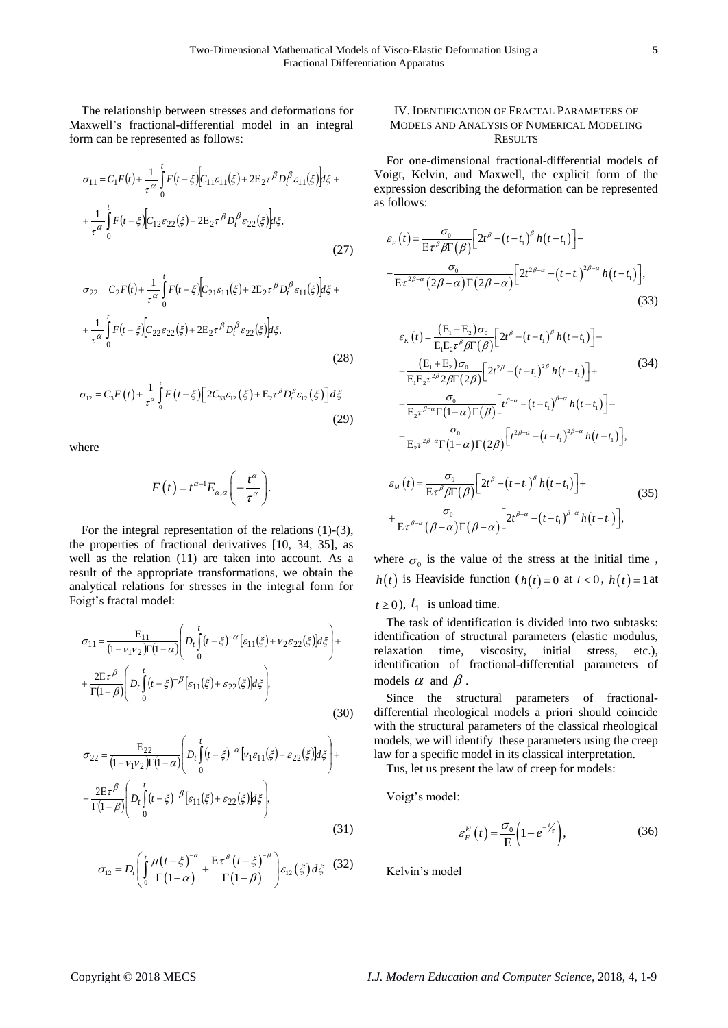The relationship between stresses and deformations for Maxwell's fractional-differential model in an integral form can be represented as follows:

$$\sigma_{11} = C_1 F(t) + \frac{1}{\tau^{\alpha}} \int_0^t F(t-\xi)\left[C_{11}\varepsilon_{11}(\xi) + 2\mathrm{E}_2 \tau^{\beta} D_t^{\beta} \varepsilon_{11}(\xi)\right] d\xi + $$
$$+ \frac{1}{\tau^{\alpha}} \int_0^t F(t-\xi)\left[C_{12}\varepsilon_{22}(\xi) + 2\mathrm{E}_2 \tau^{\beta} D_t^{\beta} \varepsilon_{22}(\xi)\right] d\xi, \tag{27}$$

$$\sigma_{22} = C_2 F(t) + \frac{1}{\tau^{\alpha}} \int_0^t F(t-\xi)\left[C_{21}\varepsilon_{11}(\xi) + 2\mathrm{E}_2 \tau^{\beta} D_t^{\beta} \varepsilon_{11}(\xi)\right] d\xi + $$
$$+ \frac{1}{\tau^{\alpha}} \int_0^t F(t-\xi)\left[C_{22}\varepsilon_{22}(\xi) + 2\mathrm{E}_2 \tau^{\beta} D_t^{\beta} \varepsilon_{22}(\xi)\right] d\xi, \tag{28}$$

$$\sigma_{12} = C_3 F(t) + \frac{1}{\tau^{\alpha}} \int_0^t F(t-\xi)\left[2C_{33}\varepsilon_{12}(\xi) + \mathrm{E}_2 \tau^{\beta} D_t^{\beta} \varepsilon_{12}(\xi)\right] d\xi \tag{29}$$

where

$$F(t) = t^{\alpha-1} E_{\alpha,\alpha}\left(-\frac{t^{\alpha}}{\tau^{\alpha}}\right).$$

For the integral representation of the relations (1)-(3), the properties of fractional derivatives [10, 34, 35], as well as the relation (11) are taken into account. As a result of the appropriate transformations, we obtain the analytical relations for stresses in the integral form for Foigt's fractal model:

$$\sigma_{11} = \frac{\mathrm{E}_{11}}{(1-\nu_1\nu_2)\Gamma(1-\alpha)}\left(D_t \int_0^t (t-\xi)^{-\alpha}\left[\varepsilon_{11}(\xi) + \nu_2 \varepsilon_{22}(\xi)\right] d\xi\right) + $$
$$+ \frac{2\mathrm{E}\tau^{\beta}}{\Gamma(1-\beta)}\left(D_t \int_0^t (t-\xi)^{-\beta}\left[\varepsilon_{11}(\xi) + \varepsilon_{22}(\xi)\right] d\xi\right), \tag{30}$$

$$\sigma_{22} = \frac{\mathrm{E}_{22}}{(1-\nu_1\nu_2)\Gamma(1-\alpha)}\left(D_t \int_0^t (t-\xi)^{-\alpha}\left[\nu_1\varepsilon_{11}(\xi) + \varepsilon_{22}(\xi)\right] d\xi\right) + $$
$$+ \frac{2\mathrm{E}\tau^{\beta}}{\Gamma(1-\beta)}\left(D_t \int_0^t (t-\xi)^{-\beta}\left[\varepsilon_{11}(\xi) + \varepsilon_{22}(\xi)\right] d\xi\right), \tag{31}$$

$$\sigma_{12} = D_t\left(\int_0^t \frac{\mu (t-\xi)^{-\alpha}}{\Gamma(1-\alpha)} + \frac{\mathrm{E}\tau^{\beta}(t-\xi)^{-\beta}}{\Gamma(1-\beta)}\right)\varepsilon_{12}(\xi)\, d\xi \tag{32}$$

## IV. Identification of Fractal Parameters of Models and Analysis of Numerical Modeling Results

For one-dimensional fractional-differential models of Voigt, Kelvin, and Maxwell, the explicit form of the expression describing the deformation can be represented as follows:

$$\varepsilon_F(t) = \frac{\sigma_0}{\mathrm{E}\tau^{\beta}\beta\Gamma(\beta)}\left[2t^{\beta} - (t-t_1)^{\beta} h(t-t_1)\right] - $$
$$- \frac{\sigma_0}{\mathrm{E}\tau^{2\beta-\alpha}(2\beta-\alpha)\Gamma(2\beta-\alpha)}\left[2t^{2\beta-\alpha} - (t-t_1)^{2\beta-\alpha} h(t-t_1)\right], \tag{33}$$

$$\varepsilon_K(t) = \frac{(\mathrm{E}_1+\mathrm{E}_2)\sigma_0}{\mathrm{E}_1\mathrm{E}_2\tau^{\beta}\beta\Gamma(\beta)}\left[2t^{\beta} - (t-t_1)^{\beta} h(t-t_1)\right] - $$
$$- \frac{(\mathrm{E}_1+\mathrm{E}_2)\sigma_0}{\mathrm{E}_1\mathrm{E}_2\tau^{2\beta}2\beta\Gamma(2\beta)}\left[2t^{2\beta} - (t-t_1)^{2\beta} h(t-t_1)\right] + $$
$$+ \frac{\sigma_0}{\mathrm{E}_2\tau^{\beta-\alpha}\Gamma(1-\alpha)\Gamma(\beta)}\left[t^{\beta-\alpha} - (t-t_1)^{\beta-\alpha} h(t-t_1)\right] - $$
$$- \frac{\sigma_0}{\mathrm{E}_2\tau^{2\beta-\alpha}\Gamma(1-\alpha)\Gamma(2\beta)}\left[t^{2\beta-\alpha} - (t-t_1)^{2\beta-\alpha} h(t-t_1)\right], \tag{34}$$

$$\varepsilon_M(t) = \frac{\sigma_0}{\mathrm{E}\tau^{\beta}\beta\Gamma(\beta)}\left[2t^{\beta} - (t-t_1)^{\beta} h(t-t_1)\right] + $$
$$+ \frac{\sigma_0}{\mathrm{E}\tau^{\beta-\alpha}(\beta-\alpha)\Gamma(\beta-\alpha)}\left[2t^{\beta-\alpha} - (t-t_1)^{\beta-\alpha} h(t-t_1)\right], \tag{35}$$

where $\sigma_0$ is the value of the stress at the initial time , $h(t)$ is Heaviside function ($h(t)=0$ at $t<0$, $h(t)=1$ at $t \geq 0$), $t_1$ is unload time.

The task of identification is divided into two subtasks: identification of structural parameters (elastic modulus, relaxation time, viscosity, initial stress, etc.), identification of fractional-differential parameters of models $\alpha$ and $\beta$.

Since the structural parameters of fractional-differential rheological models a priori should coincide with the structural parameters of the classical rheological models, we will identify these parameters using the creep law for a specific model in its classical interpretation.

Tus, let us present the law of creep for models:

Voigt's model:

$$\varepsilon_F^{kl}(t) = \frac{\sigma_0}{\mathrm{E}}\left(1 - e^{-t/\tau}\right), \tag{36}$$

Kelvin's model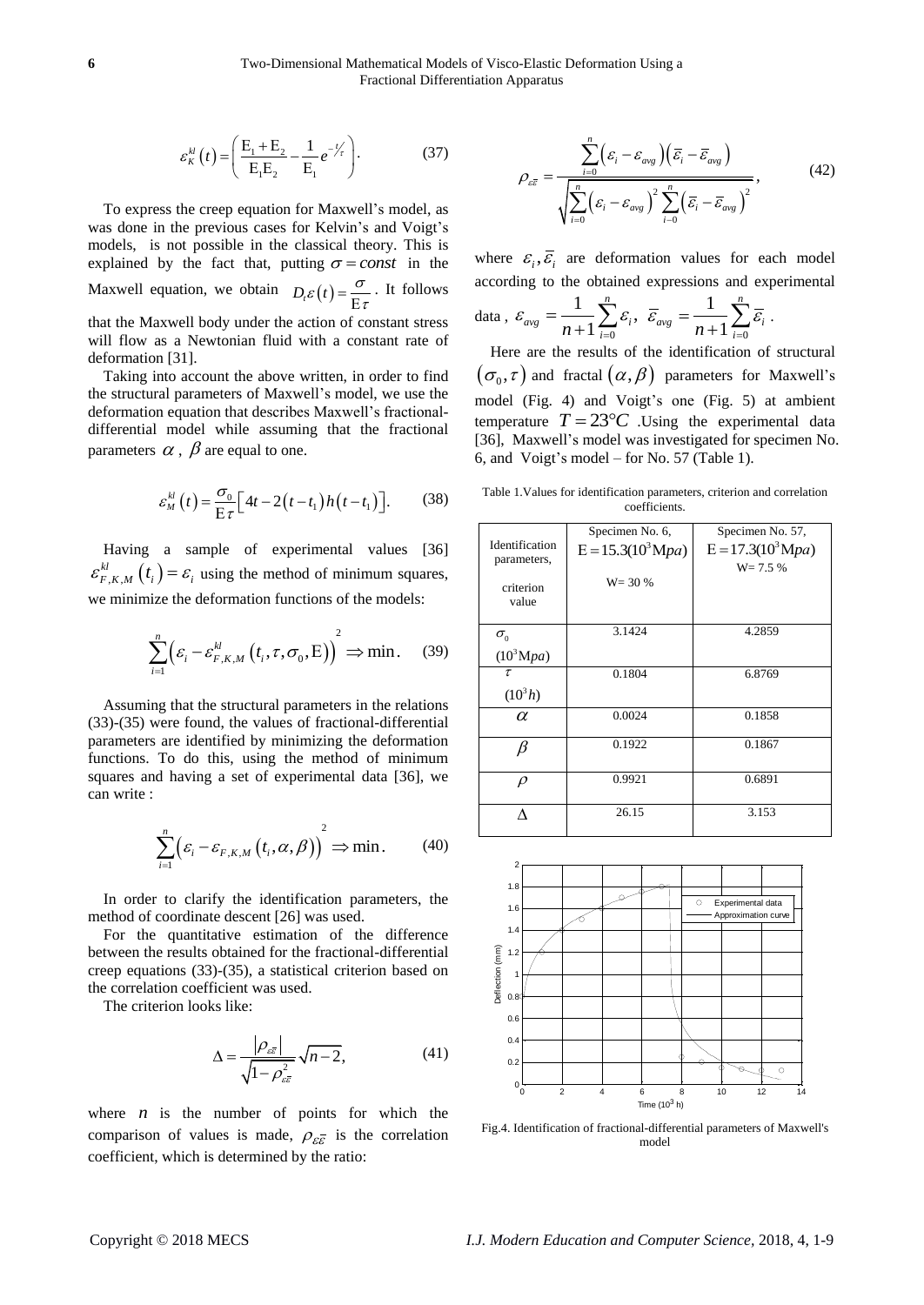$$\varepsilon_K^{kl}(t) = \left( \frac{E_1 + E_2}{E_1 E_2} - \frac{1}{E_1} e^{-t/\tau} \right). \tag{37}$$

To express the creep equation for Maxwell's model, as was done in the previous cases for Kelvin's and Voigt's models, is not possible in the classical theory. This is explained by the fact that, putting $\sigma = const$ in the Maxwell equation, we obtain $D_t \varepsilon(t) = \frac{\sigma}{E\tau}$. It follows that the Maxwell body under the action of constant stress will flow as a Newtonian fluid with a constant rate of deformation [31].

Taking into account the above written, in order to find the structural parameters of Maxwell's model, we use the deformation equation that describes Maxwell's fractional-differential model while assuming that the fractional parameters $\alpha$, $\beta$ are equal to one.

$$\varepsilon_M^{kl}(t) = \frac{\sigma_0}{E\tau} \left[ 4t - 2(t - t_1) h(t - t_1) \right]. \tag{38}$$

Having a sample of experimental values [36] $\varepsilon_{F,K,M}^{kl}(t_i) = \varepsilon_i$ using the method of minimum squares, we minimize the deformation functions of the models:

$$\sum_{i=1}^{n} \left( \varepsilon_i - \varepsilon_{F,K,M}^{kl}(t_i, \tau, \sigma_0, E) \right)^2 \Rightarrow \min. \tag{39}$$

Assuming that the structural parameters in the relations (33)-(35) were found, the values of fractional-differential parameters are identified by minimizing the deformation functions. To do this, using the method of minimum squares and having a set of experimental data [36], we can write :

$$\sum_{i=1}^{n} \left( \varepsilon_i - \varepsilon_{F,K,M}(t_i, \alpha, \beta) \right)^2 \Rightarrow \min. \tag{40}$$

In order to clarify the identification parameters, the method of coordinate descent [26] was used.

For the quantitative estimation of the difference between the results obtained for the fractional-differential creep equations (33)-(35), a statistical criterion based on the correlation coefficient was used.

The criterion looks like:

$$\Delta = \frac{|\rho_{\varepsilon\bar{\varepsilon}}|}{\sqrt{1 - \rho_{\varepsilon\bar{\varepsilon}}^2}} \sqrt{n-2}, \tag{41}$$

where $n$ is the number of points for which the comparison of values is made, $\rho_{\varepsilon\bar{\varepsilon}}$ is the correlation coefficient, which is determined by the ratio:

$$\rho_{\varepsilon\bar{\varepsilon}} = \frac{\sum_{i=0}^{n} \left( \varepsilon_i - \varepsilon_{avg} \right) \left( \bar{\varepsilon}_i - \bar{\varepsilon}_{avg} \right)}{\sqrt{\sum_{i=0}^{n} \left( \varepsilon_i - \varepsilon_{avg} \right)^2 \sum_{i-0}^{n} \left( \bar{\varepsilon}_i - \bar{\varepsilon}_{avg} \right)^2}}, \tag{42}$$

where $\varepsilon_i, \bar{\varepsilon}_i$ are deformation values for each model according to the obtained expressions and experimental data , $\varepsilon_{avg} = \frac{1}{n+1} \sum_{i=0}^{n} \varepsilon_i$, $\bar{\varepsilon}_{avg} = \frac{1}{n+1} \sum_{i=0}^{n} \bar{\varepsilon}_i$.

Here are the results of the identification of structural $(\sigma_0, \tau)$ and fractal $(\alpha, \beta)$ parameters for Maxwell's model (Fig. 4) and Voigt's one (Fig. 5) at ambient temperature $T = 23°C$ .Using the experimental data [36], Maxwell's model was investigated for specimen No. 6, and Voigt's model – for No. 57 (Table 1).

Table 1.Values for identification parameters, criterion and correlation coefficients.

| Identification parameters, criterion value | Specimen No. 6, $E = 15.3(10^3 \text{M}pa)$ W= 30 % | Specimen No. 57, $E = 17.3(10^3 \text{M}pa)$ W= 7.5 % |
|---|---|---|
| $\sigma_0$ $(10^3 \text{M}pa)$ | 3.1424 | 4.2859 |
| $\tau$ $(10^3 h)$ | 0.1804 | 6.8769 |
| $\alpha$ | 0.0024 | 0.1858 |
| $\beta$ | 0.1922 | 0.1867 |
| $\rho$ | 0.9921 | 0.6891 |
| $\Delta$ | 26.15 | 3.153 |

Fig.4. Identification of fractional-differential parameters of Maxwell's model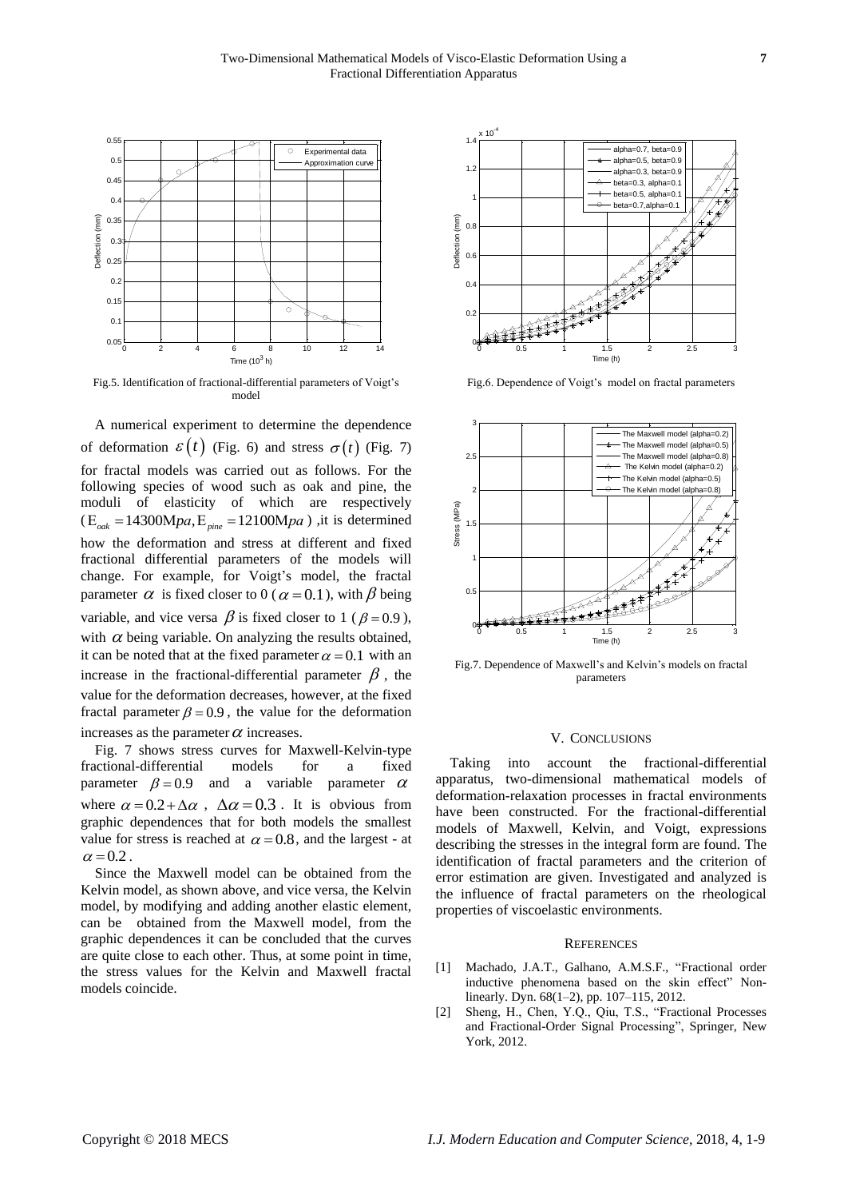Fig.5. Identification of fractional-differential parameters of Voigt's model

Fig.6. Dependence of Voigt's model on fractal parameters

A numerical experiment to determine the dependence of deformation $\varepsilon(t)$ (Fig. 6) and stress $\sigma(t)$ (Fig. 7) for fractal models was carried out as follows. For the following species of wood such as oak and pine, the moduli of elasticity of which are respectively ($E_{oak} = 14300 MPa, E_{pine} = 12100 MPa$) ,it is determined how the deformation and stress at different and fixed fractional differential parameters of the models will change. For example, for Voigt's model, the fractal parameter $\alpha$ is fixed closer to 0 ($\alpha = 0.1$), with $\beta$ being variable, and vice versa $\beta$ is fixed closer to 1 ($\beta = 0.9$), with $\alpha$ being variable. On analyzing the results obtained, it can be noted that at the fixed parameter $\alpha = 0.1$ with an increase in the fractional-differential parameter $\beta$, the value for the deformation decreases, however, at the fixed fractal parameter $\beta = 0.9$, the value for the deformation increases as the parameter $\alpha$ increases.

Fig. 7 shows stress curves for Maxwell-Kelvin-type fractional-differential models for a fixed parameter $\beta = 0.9$ and a variable parameter $\alpha$ where $\alpha = 0.2 + \Delta\alpha$, $\Delta\alpha = 0.3$. It is obvious from graphic dependences that for both models the smallest value for stress is reached at $\alpha = 0.8$, and the largest - at $\alpha = 0.2$.

Since the Maxwell model can be obtained from the Kelvin model, as shown above, and vice versa, the Kelvin model, by modifying and adding another elastic element, can be obtained from the Maxwell model, from the graphic dependences it can be concluded that the curves are quite close to each other. Thus, at some point in time, the stress values for the Kelvin and Maxwell fractal models coincide.

Fig.7. Dependence of Maxwell's and Kelvin's models on fractal parameters

## V. Conclusions

Taking into account the fractional-differential apparatus, two-dimensional mathematical models of deformation-relaxation processes in fractal environments have been constructed. For the fractional-differential models of Maxwell, Kelvin, and Voigt, expressions describing the stresses in the integral form are found. The identification of fractal parameters and the criterion of error estimation are given. Investigated and analyzed is the influence of fractal parameters on the rheological properties of viscoelastic environments.

## References

[1] Machado, J.A.T., Galhano, A.M.S.F., "Fractional order inductive phenomena based on the skin effect" Nonlinearly. Dyn. 68(1–2), pp. 107–115, 2012.

[2] Sheng, H., Chen, Y.Q., Qiu, T.S., "Fractional Processes and Fractional-Order Signal Processing", Springer, New York, 2012.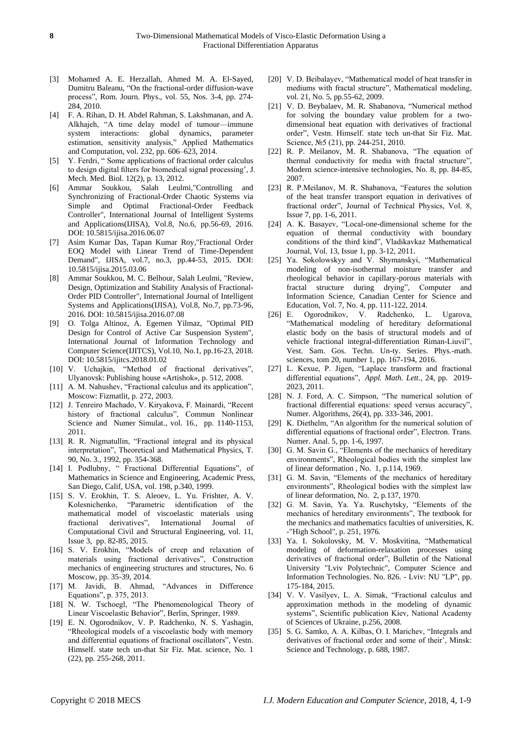[3] Mohamed A. E. Herzallah, Ahmed M. A. El-Sayed, Dumitru Baleanu, "On the fractional-order diffusion-wave process", Rom. Journ. Phys., vol. 55, Nos. 3-4, pp. 274-284, 2010.

[4] F. A. Rihan, D. H. Abdel Rahman, S. Lakshmanan, and A. Alkhajeh, "A time delay model of tumour—immune system interactions: global dynamics, parameter estimation, sensitivity analysis," Applied Mathematics and Computation, vol. 232, pp. 606–623, 2014.

[5] Y. Ferdri, " Some applications of fractional order calculus to design digital filters for biomedical signal processing', J. Mech. Med. Biol. 12(2), p. 13, 2012.

[6] Ammar Soukkou, Salah Leulmi,"Controlling and Synchronizing of Fractional-Order Chaotic Systems via Simple and Optimal Fractional-Order Feedback Controller", International Journal of Intelligent Systems and Applications(IJISA), Vol.8, No.6, pp.56-69, 2016. DOI: 10.5815/ijisa.2016.06.07

[7] Asim Kumar Das, Tapan Kumar Roy,"Fractional Order EOQ Model with Linear Trend of Time-Dependent Demand", IJISA, vol.7, no.3, pp.44-53, 2015. DOI: 10.5815/ijisa.2015.03.06

[8] Ammar Soukkou, M. C. Belhour, Salah Leulmi, "Review, Design, Optimization and Stability Analysis of Fractional-Order PID Controller", International Journal of Intelligent Systems and Applications(IJISA), Vol.8, No.7, pp.73-96, 2016. DOI: 10.5815/ijisa.2016.07.08

[9] O. Tolga Altinoz, A. Egemen Yilmaz, "Optimal PID Design for Control of Active Car Suspension System", International Journal of Information Technology and Computer Science(IJITCS), Vol.10, No.1, pp.16-23, 2018. DOI: 10.5815/ijitcs.2018.01.02

[10] V. Uchajkin, "Method of fractional derivatives", Ulyanovsk: Publishing house «Artishok», p. 512, 2008.

[11] A. M. Nahushev, "Fractional calculus and its application", Moscow: Fizmatlit, p. 272, 2003.

[12] J. Tenreiro Machado, V. Kiryakova, F. Mainardi, "Recent history of fractional calculus", Commun Nonlinear Science and Numer Simulat., vol. 16., pp. 1140-1153, 2011.

[13] R. R. Nigmatullin, "Fractional integral and its physical interpretation", Theoretical and Mathematical Physics, T. 90, No. 3., 1992, pp. 354-368.

[14] I. Podlubny, " Fractional Differential Equations", of Mathematics in Science and Engineering, Academic Press, San Diego, Calif, USA, vol. 198, p.340, 1999.

[15] S. V. Erokhin, T. S. Aleoev, L. Yu. Frishter, A. V. Kolesnichenko, "Parametric identification of the mathematical model of viscoelastic materials using fractional derivatives", International Journal of Computational Civil and Structural Engineering, vol. 11, Issue 3, pp. 82-85, 2015.

[16] S. V. Erokhin, "Models of creep and relaxation of materials using fractional derivatives", Construction mechanics of engineering structures and structures, No. 6 Moscow, pp. 35-39, 2014.

[17] M. Javidi, B. Ahmad, "Advances in Difference Equations", p. 375, 2013.

[18] N. W. Tschoegl, "The Phenomenological Theory of Linear Viscoelastic Behavior", Berlin, Springer, 1989.

[19] E. N. Ogorodnikov, V. P. Radchenko, N. S. Yashagin, "Rheological models of a viscoelastic body with memory and differential equations of fractional oscillators", Vestn. Himself. state tech un-that Sir Fiz. Mat. science, No. 1 (22), pp. 255-268, 2011.

[20] V. D. Beibalayev, "Mathematical model of heat transfer in mediums with fractal structure", Mathematical modeling, vol. 21, No. 5, pp.55-62, 2009.

[21] V. D. Beybalaev, M. R. Shabanova, "Numerical method for solving the boundary value problem for a two-dimensional heat equation with derivatives of fractional order", Vestn. Himself. state tech un-that Sir Fiz. Mat. Science, №5 (21), pp. 244-251, 2010.

[22] R. P. Meilanov, M. R. Shabanova, "The equation of thermal conductivity for media with fractal structure", Modern science-intensive technologies, No. 8, pp. 84-85, 2007.

[23] R. P.Meilanov, M. R. Shabanova, "Features the solution of the heat transfer transport equation in derivatives of fractional order", Journal of Technical Physics, Vol. 8, Issue 7, pp. 1-6, 2011.

[24] A. K. Basayev, "Local-one-dimensional scheme for the equation of thermal conductivity with boundary conditions of the third kind", Vladikavkaz Mathematical Journal, Vol. 13, Issue 1, pp. 3-12, 2011.

[25] Ya. Sokolowskyy and V. Shymanskyi, "Mathematical modeling of non-isothermal moisture transfer and rheological behavior in capillary-porous materials with fractal structure during drying", Computer and Information Science, Canadian Center for Science and Education, Vol. 7, No. 4, pp. 111-122, 2014.

[26] E. Ogorodnikov, V. Radchenko, L. Ugarova, "Mathematical modeling of hereditary deformational elastic body on the basis of structural models and of vehicle fractional integral-differentiation Riman-Liuvil", Vest. Sam. Gos. Techn. Un-ty. Series. Phys.-math. sciences, tom 20, number 1, pp. 167-194, 2016.

[27] L. Kexue, P. Jigen, "Laplace transform and fractional differential equations", *Appl. Math. Lett.*, 24, pp. 2019-2023, 2011.

[28] N. J. Ford, A. C. Simpson, "The numerical solution of fractional differential equations: speed versus accuracy", Numer. Algorithms, 26(4), pp. 333-346, 2001.

[29] K. Diethelm, "An algorithm for the numerical solution of differential equations of fractional order", Electron. Trans. Numer. Anal. 5, pp. 1-6, 1997.

[30] G. M. Savin G., "Elements of the mechanics of hereditary environments", Rheological bodies with the simplest law of linear deformation , No. 1, p.114, 1969.

[31] G. M. Savin, "Elements of the mechanics of hereditary environments", Rheological bodies with the simplest law of linear deformation, No. 2, p.137, 1970.

[32] G. M. Savin, Ya. Ya. Ruschytsky, "Elements of the mechanics of hereditary environments", The textbook for the mechanics and mathematics faculties of universities, K. -"High School", p. 251, 1976.

[33] Ya. I. Sokolovsky, M. V. Moskvitina, "Mathematical modeling of deformation-relaxation processes using derivatives of fractional order", Bulletin of the National University "Lviv Polytechnic", Computer Science and Information Technologies. No. 826. - Lviv: NU "LP", pp. 175-184, 2015.

[34] V. V. Vasilyev, L. A. Simak, "Fractional calculus and approximation methods in the modeling of dynamic systems", Scientific publication Kiev, National Academy of Sciences of Ukraine, p.256, 2008.

[35] S. G. Samko, A. A. Kilbas, O. I. Marichev, "Integrals and derivatives of fractional order and some of their', Minsk: Science and Technology, p. 688, 1987.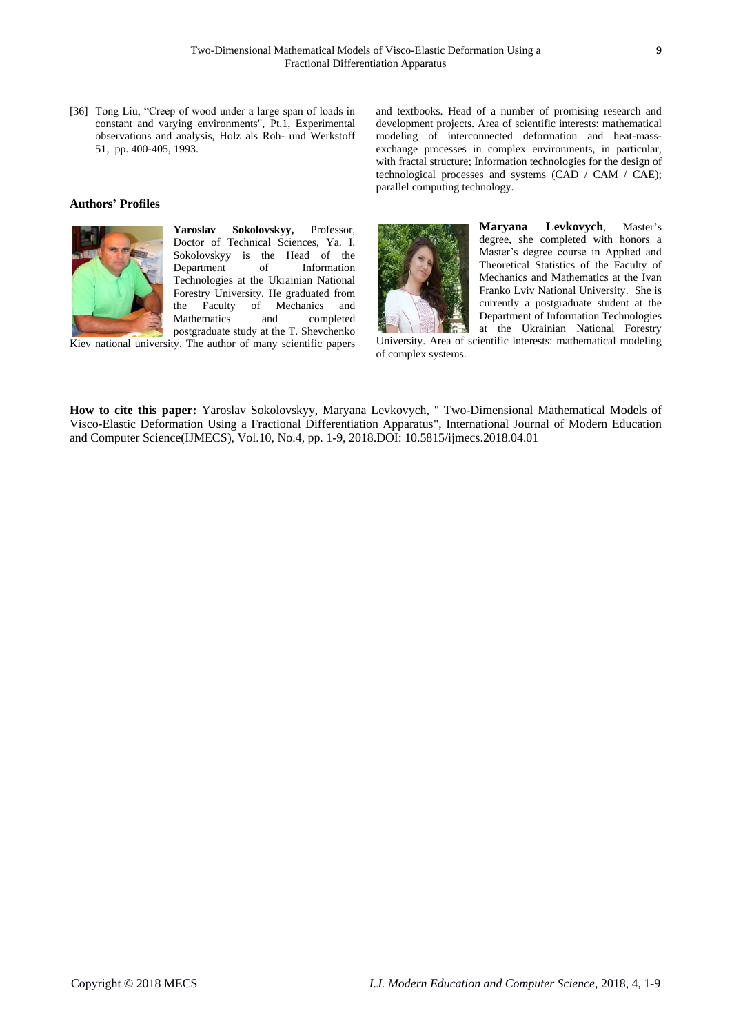[36] Tong Liu, "Creep of wood under a large span of loads in constant and varying environments", Pt.1, Experimental observations and analysis, Holz als Roh- und Werkstoff 51, pp. 400-405, 1993.

**Authors' Profiles**

**Yaroslav Sokolovskyy,** Professor, Doctor of Technical Sciences, Ya. I. Sokolovskyy is the Head of the Department of Information Technologies at the Ukrainian National Forestry University. He graduated from the Faculty of Mechanics and Mathematics and completed postgraduate study at the T. Shevchenko Kiev national university. The author of many scientific papers and textbooks. Head of a number of promising research and development projects. Area of scientific interests: mathematical modeling of interconnected deformation and heat-mass-exchange processes in complex environments, in particular, with fractal structure; Information technologies for the design of technological processes and systems (CAD / CAM / CAE); parallel computing technology.

**Maryana Levkovych**, Master's degree, she completed with honors a Master's degree course in Applied and Theoretical Statistics of the Faculty of Mechanics and Mathematics at the Ivan Franko Lviv National University. She is currently a postgraduate student at the Department of Information Technologies at the Ukrainian National Forestry University. Area of scientific interests: mathematical modeling of complex systems.

**How to cite this paper:** Yaroslav Sokolovskyy, Maryana Levkovych, " Two-Dimensional Mathematical Models of Visco-Elastic Deformation Using a Fractional Differentiation Apparatus", International Journal of Modern Education and Computer Science(IJMECS), Vol.10, No.4, pp. 1-9, 2018.DOI: 10.5815/ijmecs.2018.04.01